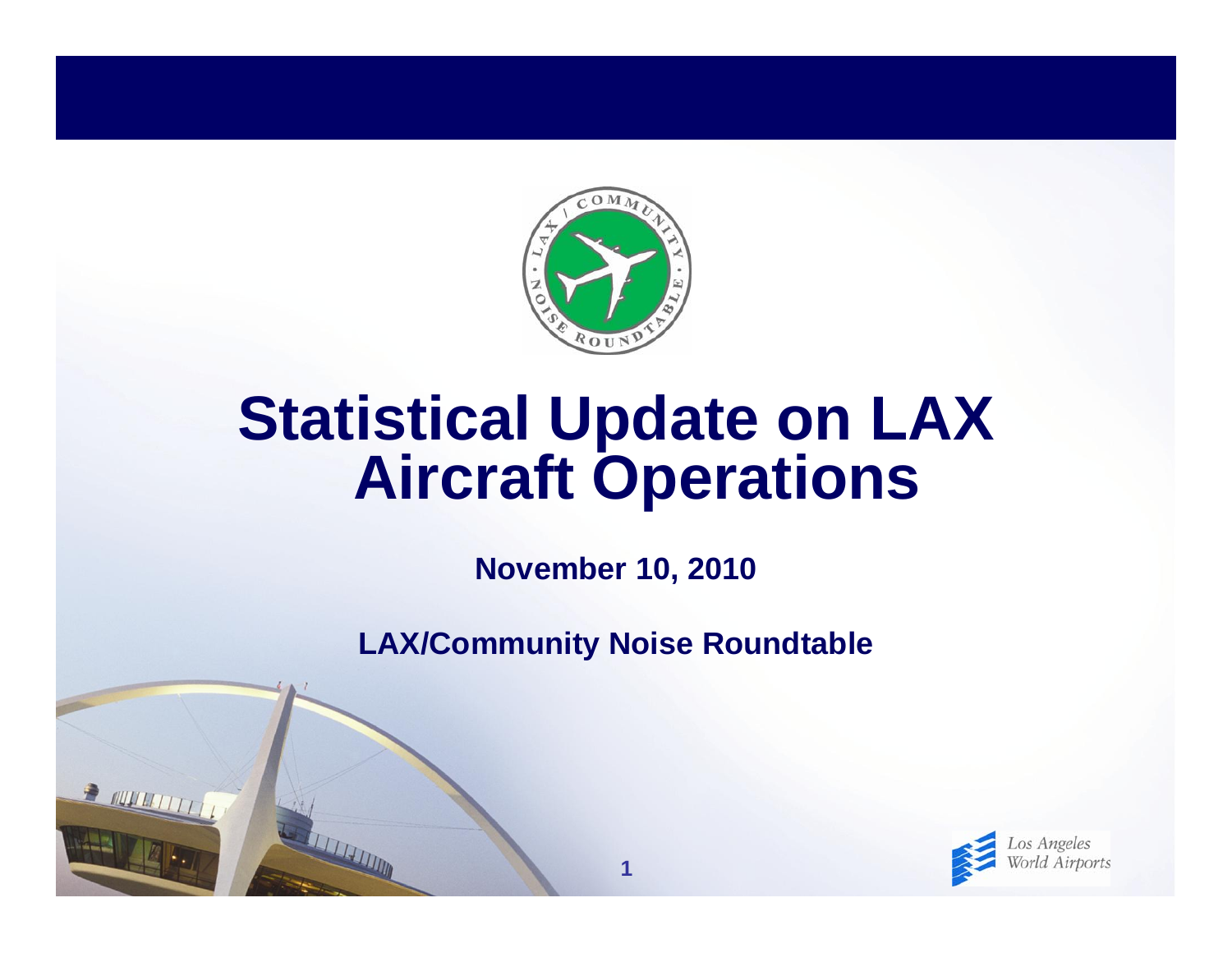# Statistical Update on LAX Aircraft Operations

**November 10, 2010**

**LAX/Community Noise Roundtable**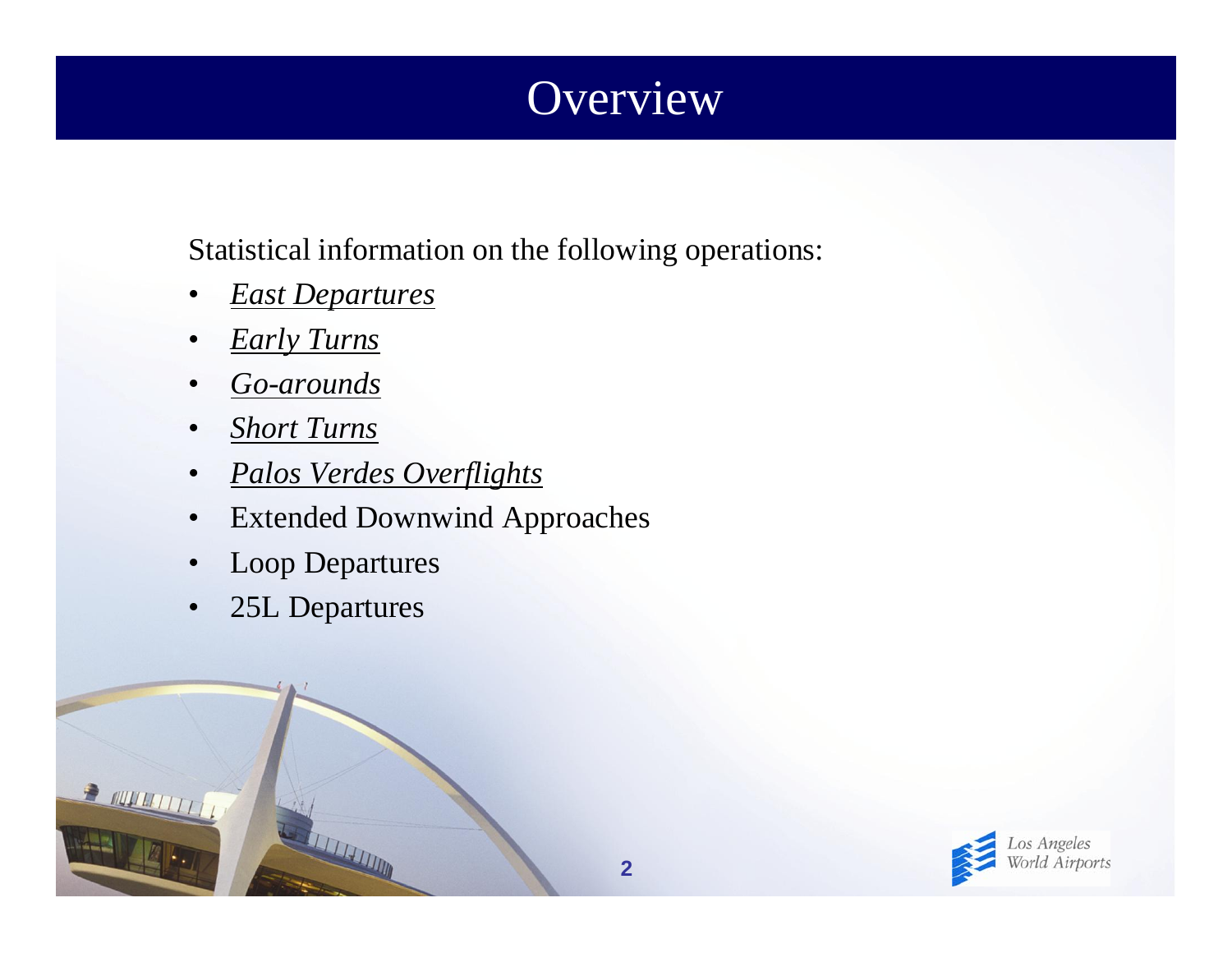# Overview

Statistical information on the following operations:

- *East Departures*
- *Early Turns*
- *Go-arounds*
- *Short Turns*
- *Palos Verdes Overflights*
- Extended Downwind Approaches
- Loop Departures
- 25L Departures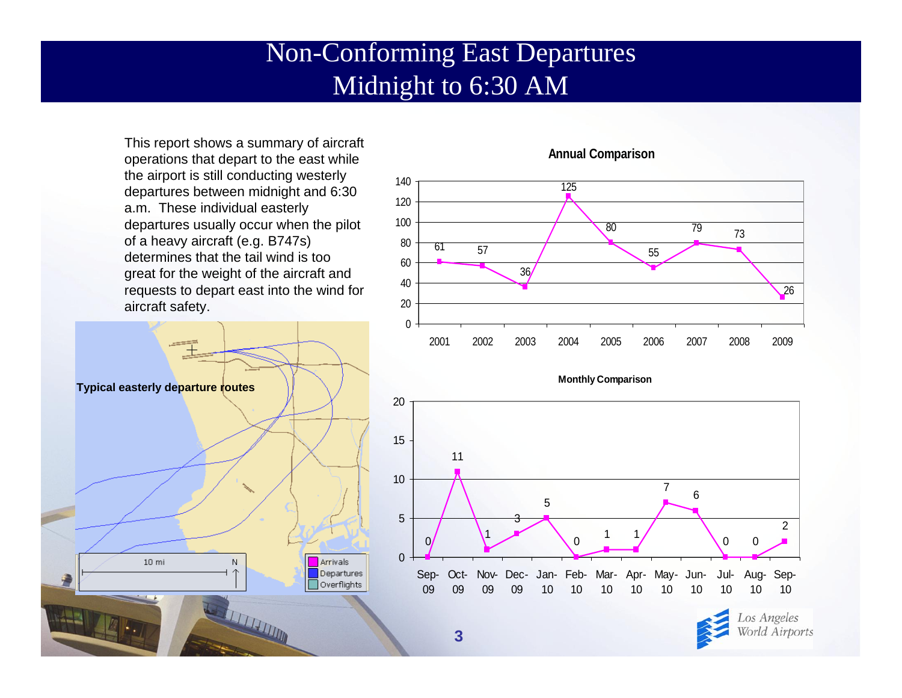# Non-Conforming East Departures
# Midnight to 6:30 AM

This report shows a summary of aircraft operations that depart to the east while the airport is still conducting westerly departures between midnight and 6:30 a.m. These individual easterly departures usually occur when the pilot of a heavy aircraft (e.g. B747s) determines that the tail wind is too great for the weight of the aircraft and requests to depart east into the wind for aircraft safety.

**Typical easterly departure routes**

**Annual Comparison**

| Year | 2001 | 2002 | 2003 | 2004 | 2005 | 2006 | 2007 | 2008 | 2009 |
|---|---|---|---|---|---|---|---|---|---|
| Departures | 61 | 57 | 36 | 125 | 80 | 55 | 79 | 73 | 26 |

**Monthly Comparison**

| Month | Sep-09 | Oct-09 | Nov-09 | Dec-09 | Jan-10 | Feb-10 | Mar-10 | Apr-10 | May-10 | Jun-10 | Jul-10 | Aug-10 | Sep-10 |
|---|---|---|---|---|---|---|---|---|---|---|---|---|---|
| Departures | 0 | 11 | 1 | 3 | 5 | 0 | 1 | 1 | 7 | 6 | 0 | 0 | 2 |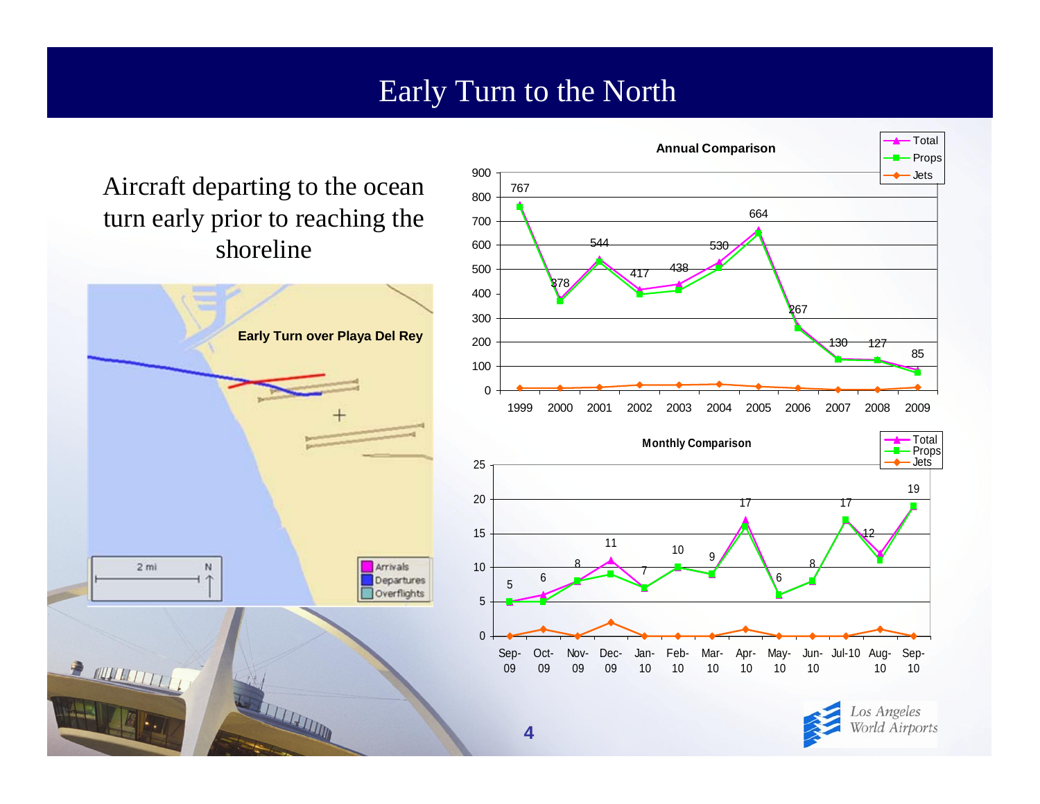# Early Turn to the North

Aircraft departing to the ocean turn early prior to reaching the shoreline

**Early Turn over Playa Del Rey**

2 mi N

Arrivals
Departures
Overflights

**Annual Comparison**

| Year | 1999 | 2000 | 2001 | 2002 | 2003 | 2004 | 2005 | 2006 | 2007 | 2008 | 2009 |
|---|---|---|---|---|---|---|---|---|---|---|---|
| Total | 767 | 378 | 544 | 417 | 438 | 530 | 664 | 267 | 130 | 127 | 85 |

Legend: Total, Props, Jets

**Monthly Comparison**

| Month | Sep-09 | Oct-09 | Nov-09 | Dec-09 | Jan-10 | Feb-10 | Mar-10 | Apr-10 | May-10 | Jun-10 | Jul-10 | Aug-10 | Sep-10 |
|---|---|---|---|---|---|---|---|---|---|---|---|---|---|
| Total | 5 | 6 | 8 | 11 | 7 | 10 | 9 | 17 | 6 | 8 | 17 | 12 | 19 |

Legend: Total, Props, Jets

Los Angeles World Airports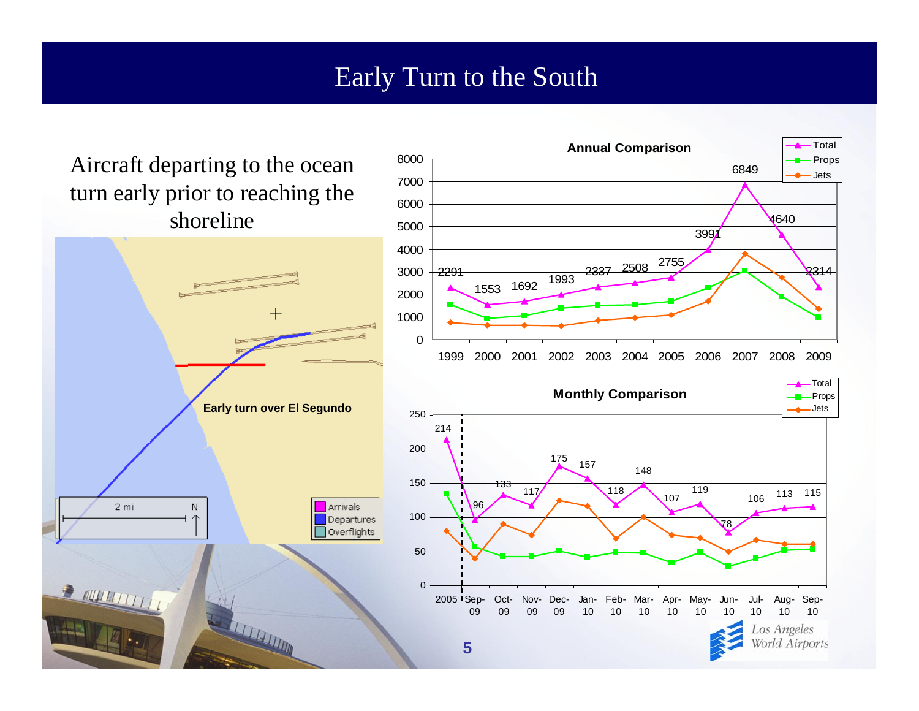# Early Turn to the South

Aircraft departing to the ocean turn early prior to reaching the shoreline

Early turn over El Segundo

2 mi N

Arrivals
Departures
Overflights

**Annual Comparison**

| Year | Total |
|---|---|
| 1999 | 2291 |
| 2000 | 1553 |
| 2001 | 1692 |
| 2002 | 1993 |
| 2003 | 2337 |
| 2004 | 2508 |
| 2005 | 2755 |
| 2006 | 3991 |
| 2007 | 6849 |
| 2008 | 4640 |
| 2009 | 2314 |

Legend: Total, Props, Jets

**Monthly Comparison**

| Month | Total |
|---|---|
| 2005 | 214 |
| Sep-09 | 96 |
| Oct-09 | 133 |
| Nov-09 | 117 |
| Dec-09 | 175 |
| Jan-10 | 157 |
| Feb-10 | 118 |
| Mar-10 | 148 |
| Apr-10 | 107 |
| May-10 | 119 |
| Jun-10 | 78 |
| Jul-10 | 106 |
| Aug-10 | 113 |
| Sep-10 | 115 |

Legend: Total, Props, Jets

Los Angeles World Airports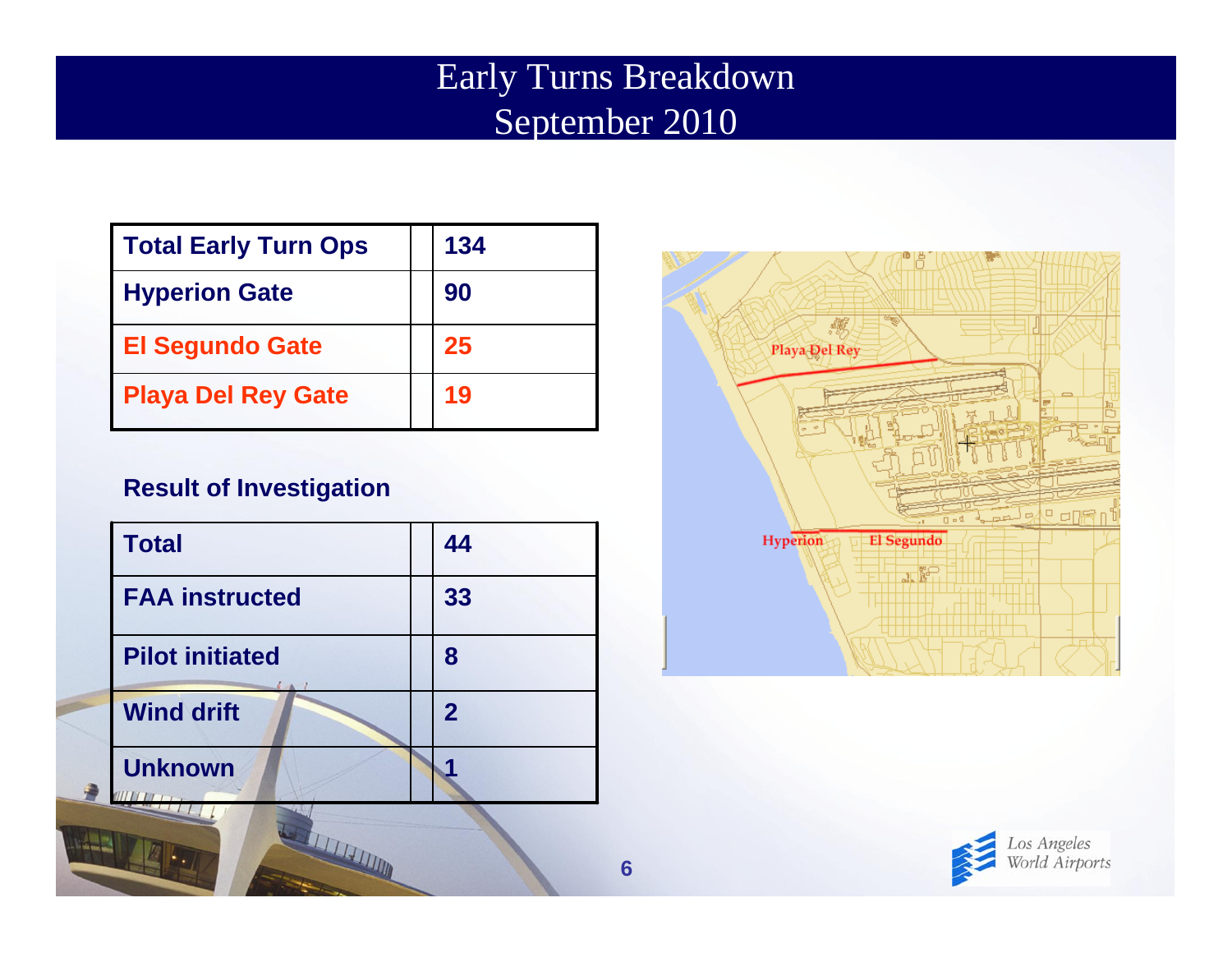# Early Turns Breakdown
# September 2010

| Total Early Turn Ops | 134 |
|---|---|
| Hyperion Gate | 90 |
| El Segundo Gate | 25 |
| Playa Del Rey Gate | 19 |

**Result of Investigation**

| Total | 44 |
|---|---|
| FAA instructed | 33 |
| Pilot initiated | 8 |
| Wind drift | 2 |
| Unknown | 1 |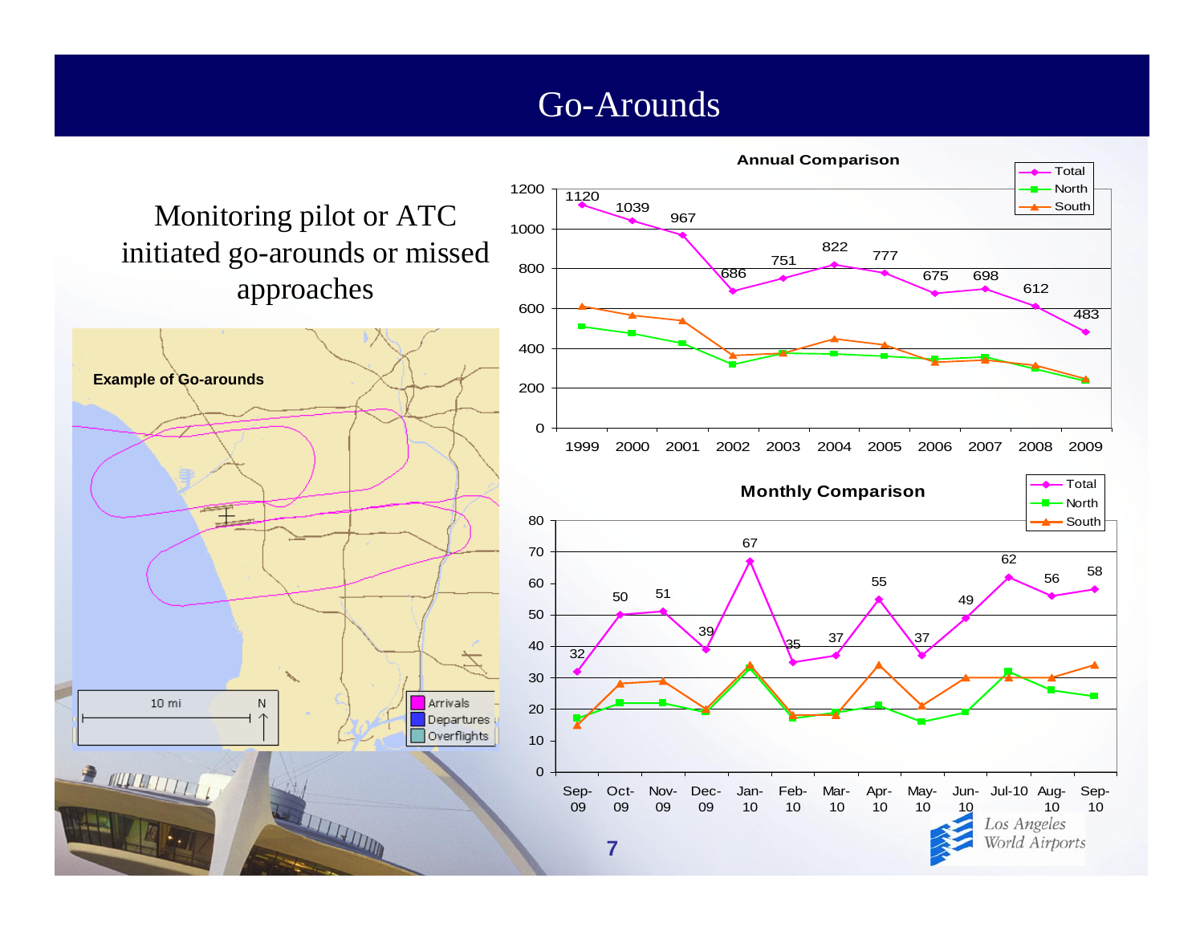# Go-Arounds

Monitoring pilot or ATC initiated go-arounds or missed approaches

**Example of Go-arounds**

10 mi

N

Arrivals
Departures
Overflights

**Annual Comparison**

| Year | Total |
|---|---|
| 1999 | 1120 |
| 2000 | 1039 |
| 2001 | 967 |
| 2002 | 686 |
| 2003 | 751 |
| 2004 | 822 |
| 2005 | 777 |
| 2006 | 675 |
| 2007 | 698 |
| 2008 | 612 |
| 2009 | 483 |

Legend: Total, North, South

**Monthly Comparison**

| Month | Total |
|---|---|
| Sep-09 | 32 |
| Oct-09 | 50 |
| Nov-09 | 51 |
| Dec-09 | 39 |
| Jan-10 | 67 |
| Feb-10 | 35 |
| Mar-10 | 37 |
| Apr-10 | 55 |
| May-10 | 37 |
| Jun-10 | 49 |
| Jul-10 | 62 |
| Aug-10 | 56 |
| Sep-10 | 58 |

Legend: Total, North, South

Los Angeles World Airports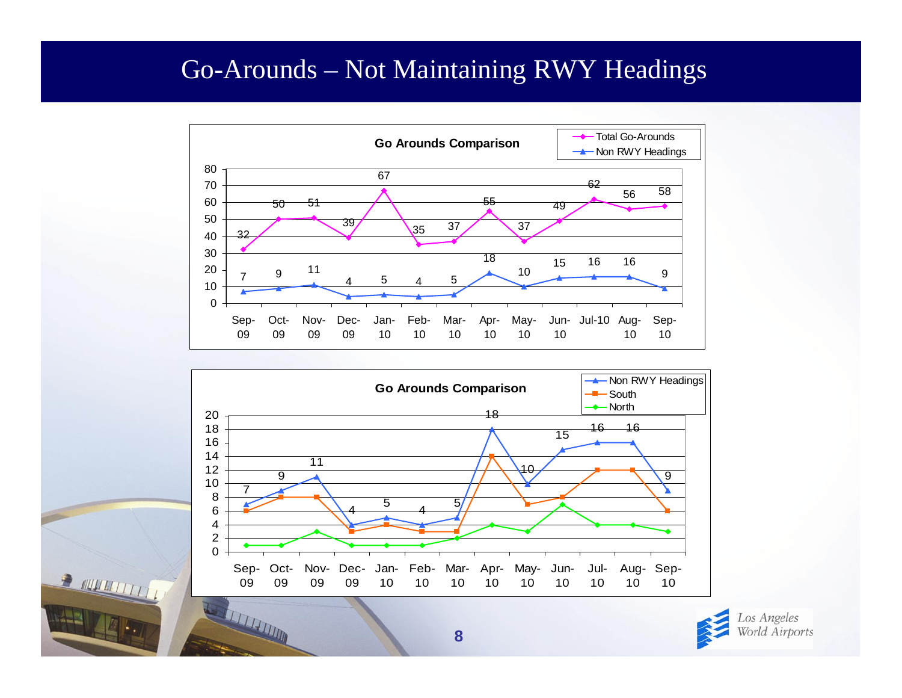# Go-Arounds – Not Maintaining RWY Headings

**Go Arounds Comparison**

| Month | Total Go-Arounds | Non RWY Headings |
|---|---|---|
| Sep-09 | 32 | 7 |
| Oct-09 | 50 | 9 |
| Nov-09 | 51 | 11 |
| Dec-09 | 39 | 4 |
| Jan-10 | 67 | 5 |
| Feb-10 | 35 | 4 |
| Mar-10 | 37 | 5 |
| Apr-10 | 55 | 18 |
| May-10 | 37 | 10 |
| Jun-10 | 49 | 15 |
| Jul-10 | 62 | 16 |
| Aug-10 | 56 | 16 |
| Sep-10 | 58 | 9 |

**Go Arounds Comparison**

| Month | Non RWY Headings | South | North |
|---|---|---|---|
| Sep-09 | 7 | 6 | 1 |
| Oct-09 | 9 | 8 | 1 |
| Nov-09 | 11 | 8 | 3 |
| Dec-09 | 4 | 3 | 1 |
| Jan-10 | 5 | 4 | 1 |
| Feb-10 | 4 | 3 | 1 |
| Mar-10 | 5 | 3 | 2 |
| Apr-10 | 18 | 14 | 4 |
| May-10 | 10 | 7 | 3 |
| Jun-10 | 15 | 8 | 7 |
| Jul-10 | 16 | 12 | 4 |
| Aug-10 | 16 | 12 | 4 |
| Sep-10 | 9 | 6 | 3 |

*Los Angeles World Airports*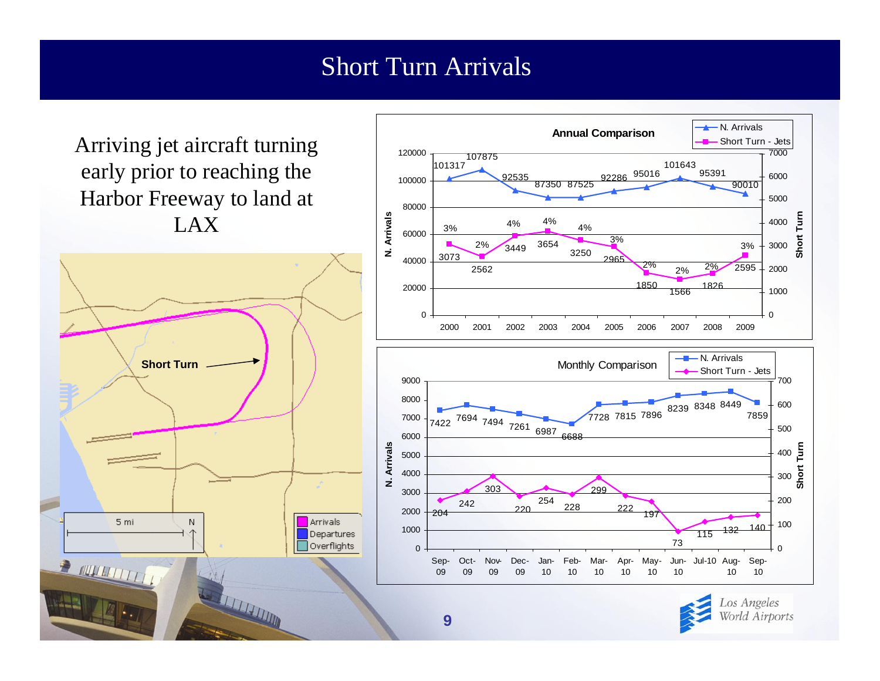# Short Turn Arrivals

Arriving jet aircraft turning early prior to reaching the Harbor Freeway to land at LAX

Short Turn

5 mi

N

Arrivals
Departures
Overflights

**Annual Comparison**

| Year | N. Arrivals | Short Turn - Jets | % |
|---|---|---|---|
| 2000 | 101317 | 3073 | 3% |
| 2001 | 107875 | 2562 | 2% |
| 2002 | 92535 | 3449 | 4% |
| 2003 | 87350 | 3654 | 4% |
| 2004 | 87525 | 3250 | 4% |
| 2005 | 92286 | 2965 | 3% |
| 2006 | 95016 | 1850 | 2% |
| 2007 | 101643 | 1566 | 2% |
| 2008 | 95391 | 1826 | 2% |
| 2009 | 90010 | 2595 | 3% |

**Monthly Comparison**

| Month | N. Arrivals | Short Turn - Jets |
|---|---|---|
| Sep-09 | 7422 | 204 |
| Oct-09 | 7694 | 242 |
| Nov-09 | 7494 | 303 |
| Dec-09 | 7261 | 220 |
| Jan-10 | 6987 | 254 |
| Feb-10 | 6688 | 228 |
| Mar-10 | 7728 | 299 |
| Apr-10 | 7815 | 222 |
| May-10 | 7896 | 197 |
| Jun-10 | 8239 | 73 |
| Jul-10 | 8348 | 115 |
| Aug-10 | 8449 | 132 |
| Sep-10 | 7859 | 140 |

Los Angeles World Airports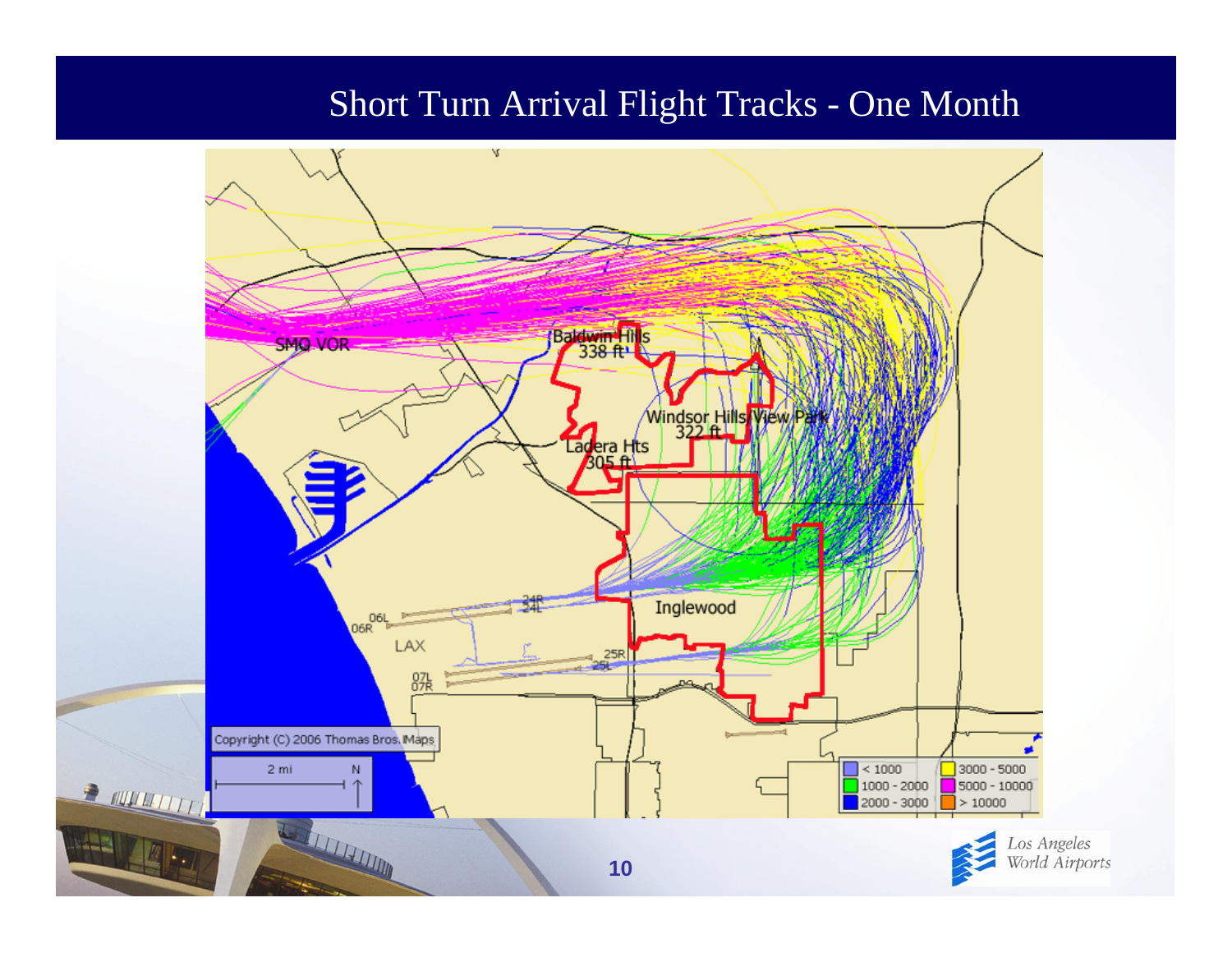# Short Turn Arrival Flight Tracks - One Month

SMO VOR

Baldwin Hills 338 ft

Windsor Hills/View Park 322 ft

Ladera Hts 305 ft

Inglewood

LAX

06L
06R
24R
24L
07L
07R
25R
25L

Copyright (C) 2006 Thomas Bros. Maps

2 mi

N

| | |
|---|---|
| < 1000 | 3000 - 5000 |
| 1000 - 2000 | 5000 - 10000 |
| 2000 - 3000 | > 10000 |

Los Angeles World Airports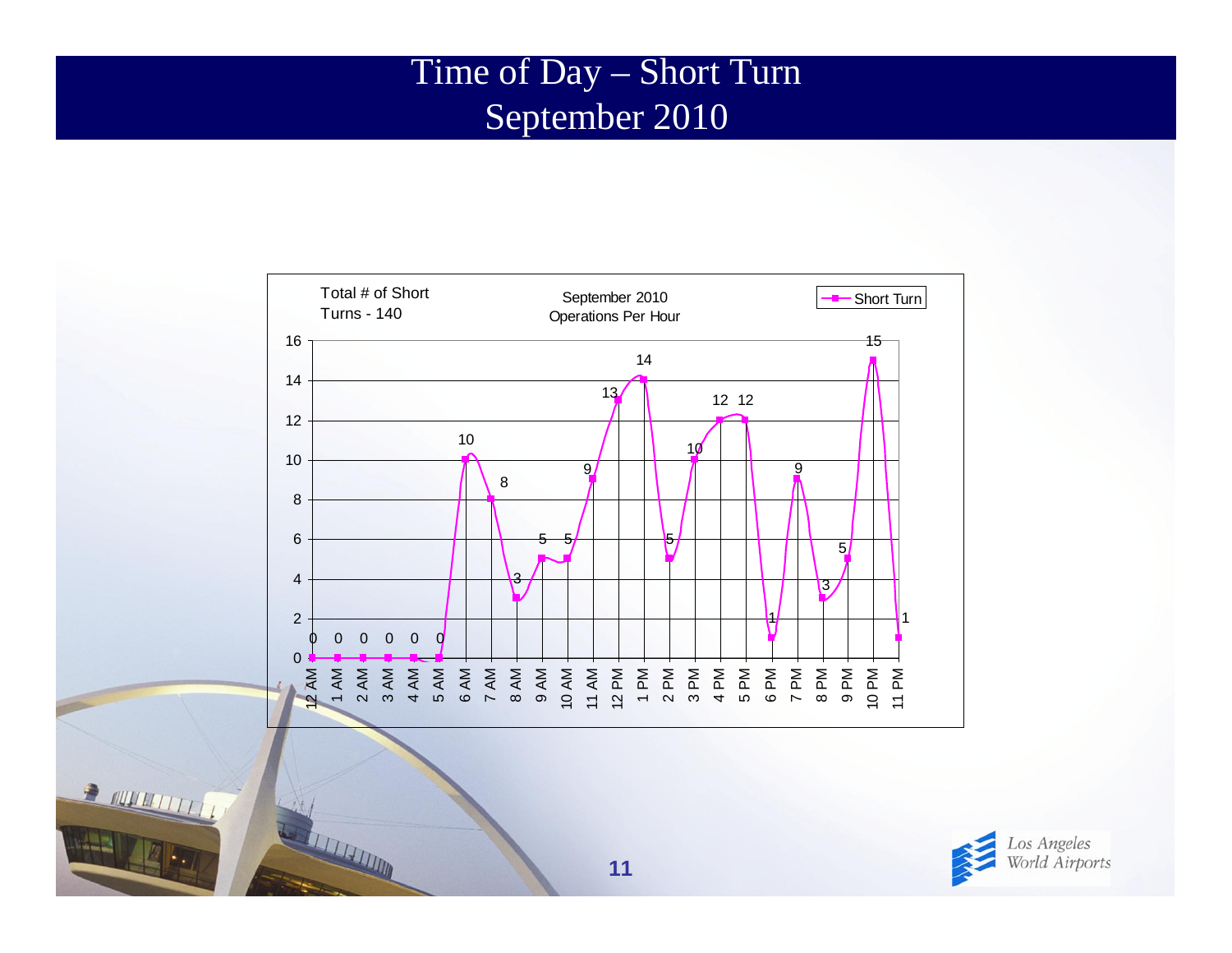# Time of Day – Short Turn
## September 2010

Total # of Short Turns - 140

September 2010
Operations Per Hour

| Hour | Short Turn |
|---|---|
| 12 AM | 0 |
| 1 AM | 0 |
| 2 AM | 0 |
| 3 AM | 0 |
| 4 AM | 0 |
| 5 AM | 0 |
| 6 AM | 10 |
| 7 AM | 8 |
| 8 AM | 3 |
| 9 AM | 5 |
| 10 AM | 5 |
| 11 AM | 9 |
| 12 PM | 13 |
| 1 PM | 14 |
| 2 PM | 5 |
| 3 PM | 10 |
| 4 PM | 12 |
| 5 PM | 12 |
| 6 PM | 1 |
| 7 PM | 9 |
| 8 PM | 3 |
| 9 PM | 5 |
| 10 PM | 15 |
| 11 PM | 1 |

Los Angeles World Airports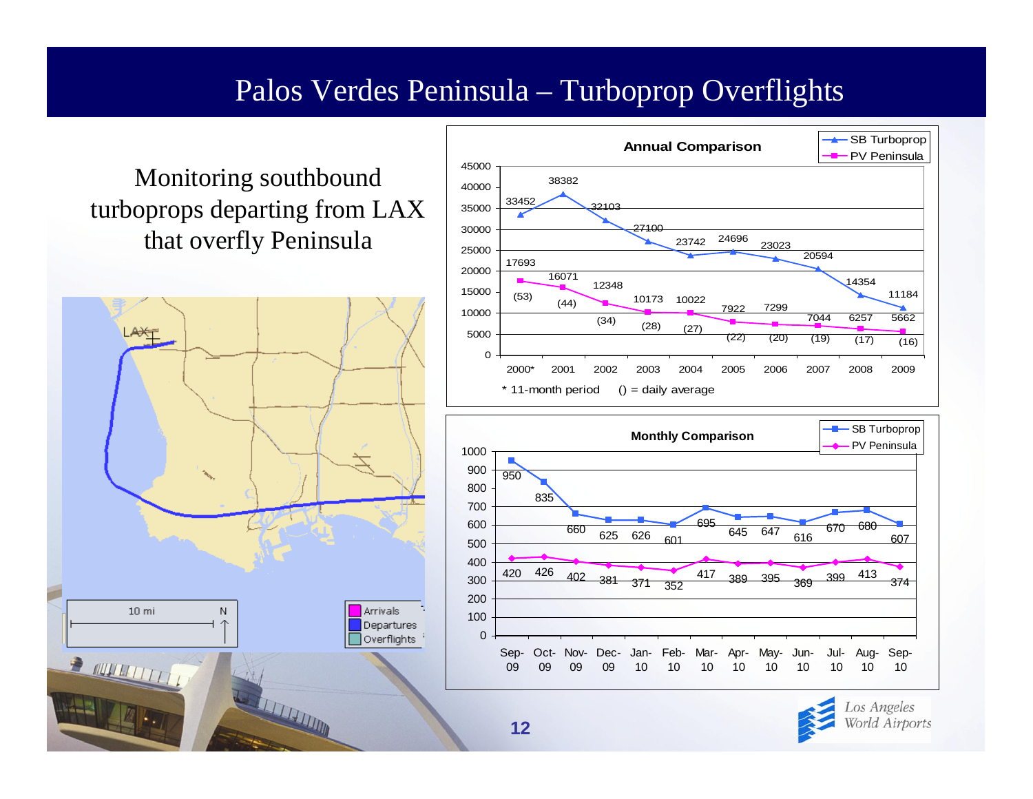# Palos Verdes Peninsula – Turboprop Overflights

Monitoring southbound turboprops departing from LAX that overfly Peninsula

**Annual Comparison**

| Year | SB Turboprop | PV Peninsula | PV Peninsula (daily average) |
|---|---|---|---|
| 2000* | 33452 | 17693 | (53) |
| 2001 | 38382 | 16071 | (44) |
| 2002 | 32103 | 12348 | (34) |
| 2003 | 27100 | 10173 | (28) |
| 2004 | 23742 | 10022 | (27) |
| 2005 | 24696 | 7922 | (22) |
| 2006 | 23023 | 7299 | (20) |
| 2007 | 20594 | 7044 | (19) |
| 2008 | 14354 | 6257 | (17) |
| 2009 | 11184 | 5662 | (16) |

\* 11-month period () = daily average

**Monthly Comparison**

| Month | SB Turboprop | PV Peninsula |
|---|---|---|
| Sep-09 | 950 | 420 |
| Oct-09 | 835 | 426 |
| Nov-09 | 660 | 402 |
| Dec-09 | 625 | 381 |
| Jan-10 | 626 | 371 |
| Feb-10 | 601 | 352 |
| Mar-10 | 695 | 417 |
| Apr-10 | 645 | 389 |
| May-10 | 647 | 395 |
| Jun-10 | 616 | 369 |
| Jul-10 | 670 | 399 |
| Aug-10 | 680 | 413 |
| Sep-10 | 607 | 374 |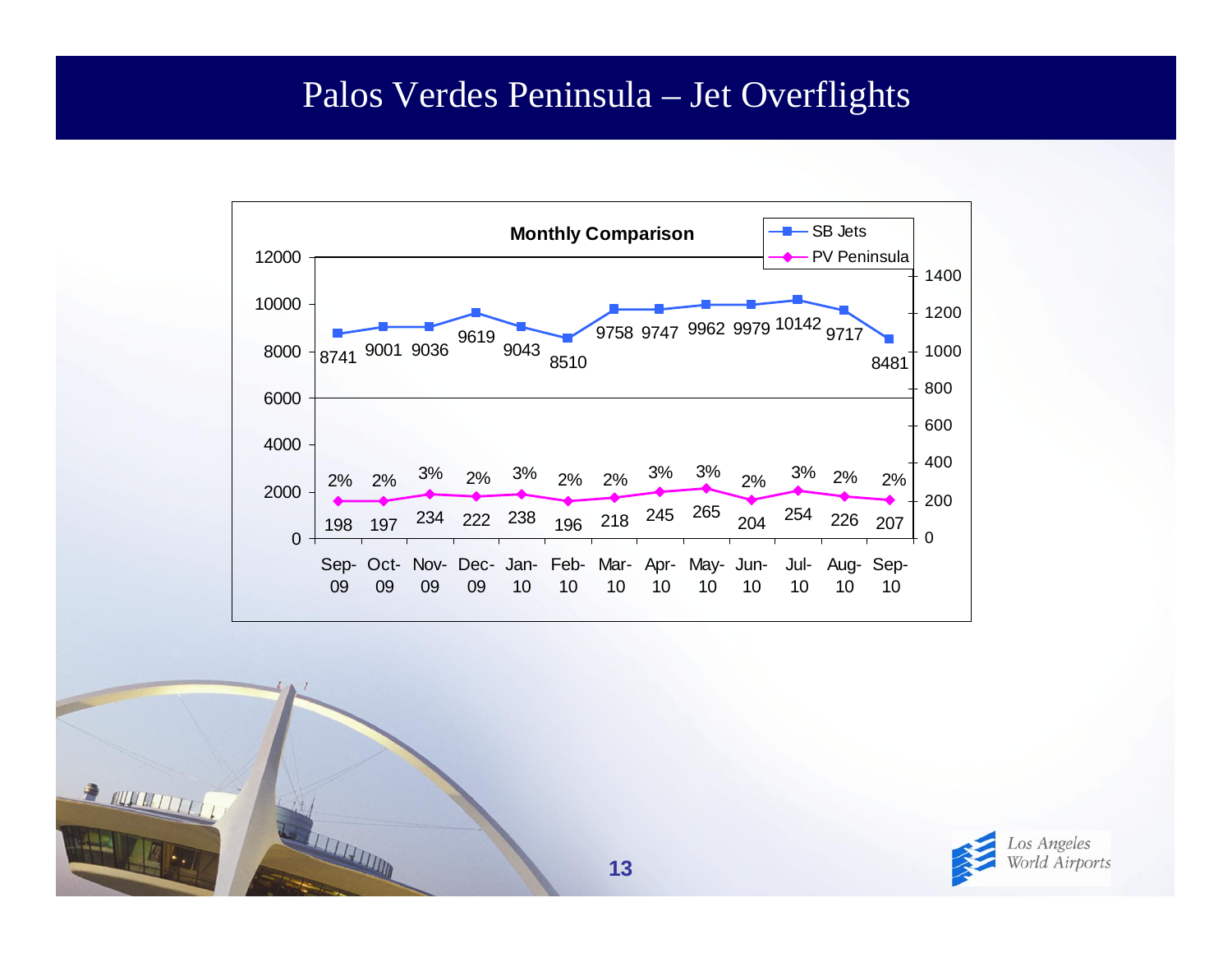# Palos Verdes Peninsula – Jet Overflights

**Monthly Comparison**

| Month | SB Jets | PV Peninsula | % |
|---|---|---|---|
| Sep-09 | 8741 | 198 | 2% |
| Oct-09 | 9001 | 197 | 2% |
| Nov-09 | 9036 | 234 | 3% |
| Dec-09 | 9619 | 222 | 2% |
| Jan-10 | 9043 | 238 | 3% |
| Feb-10 | 8510 | 196 | 2% |
| Mar-10 | 9758 | 218 | 2% |
| Apr-10 | 9747 | 245 | 3% |
| May-10 | 9962 | 265 | 3% |
| Jun-10 | 9979 | 204 | 2% |
| Jul-10 | 10142 | 254 | 3% |
| Aug-10 | 9717 | 226 | 2% |
| Sep-10 | 8481 | 207 | 2% |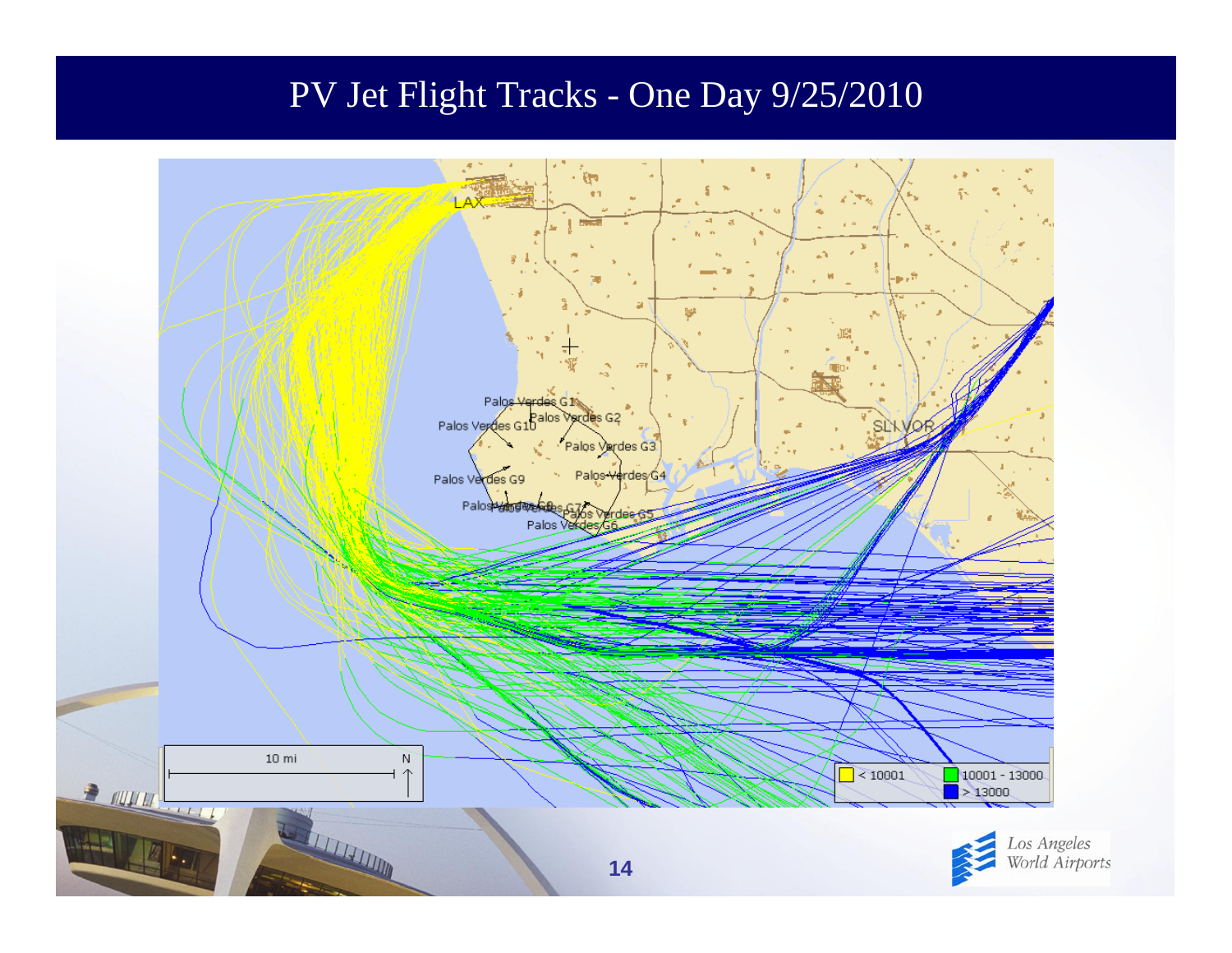# PV Jet Flight Tracks - One Day 9/25/2010

LAX

Palos Verdes G1
Palos Verdes G2
Palos Verdes G3
Palos Verdes G4
Palos Verdes G5
Palos Verdes G6
Palos Verdes G7
Palos Verdes G8
Palos Verdes G9
Palos Verdes G10

SLI VOR

10 mi

N

| | | | |
|---|---|---|---|
| Yellow | < 10001 | Green | 10001 - 13000 |
| | | Blue | > 13000 |

Los Angeles World Airports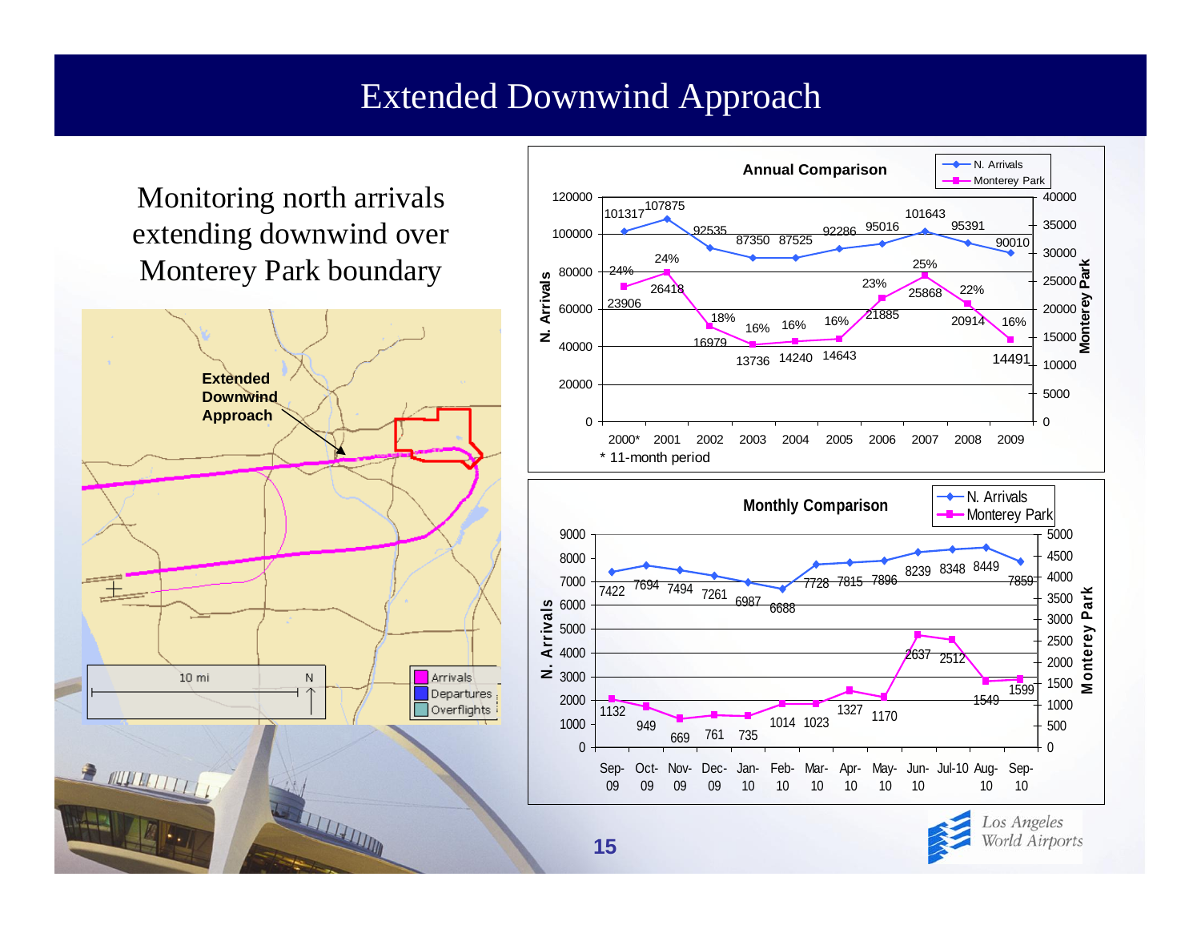# Extended Downwind Approach

Monitoring north arrivals extending downwind over Monterey Park boundary

Extended Downwind Approach

10 mi

N

Arrivals
Departures
Overflights

**Annual Comparison**

| Year | N. Arrivals | Monterey Park | % |
|---|---|---|---|
| 2000* | 101317 | 23906 | 24% |
| 2001 | 107875 | 26418 | 24% |
| 2002 | 92535 | 16979 | 18% |
| 2003 | 87350 | 13736 | 16% |
| 2004 | 87525 | 14240 | 16% |
| 2005 | 92286 | 14643 | 16% |
| 2006 | 95016 | 21885 | 23% |
| 2007 | 101643 | 25868 | 25% |
| 2008 | 95391 | 20914 | 22% |
| 2009 | 90010 | 14491 | 16% |

\* 11-month period

**Monthly Comparison**

| Month | N. Arrivals | Monterey Park |
|---|---|---|
| Sep-09 | 7422 | 1132 |
| Oct-09 | 7694 | 949 |
| Nov-09 | 7494 | 669 |
| Dec-09 | 7261 | 761 |
| Jan-10 | 6987 | 735 |
| Feb-10 | 6688 | 1014 |
| Mar-10 | 7728 | 1023 |
| Apr-10 | 7815 | 1327 |
| May-10 | 7896 | 1170 |
| Jun-10 | 8239 | 2637 |
| Jul-10 | 8348 | 2512 |
| Aug-10 | 8449 | 1549 |
| Sep-10 | 7859 | 1599 |

Los Angeles World Airports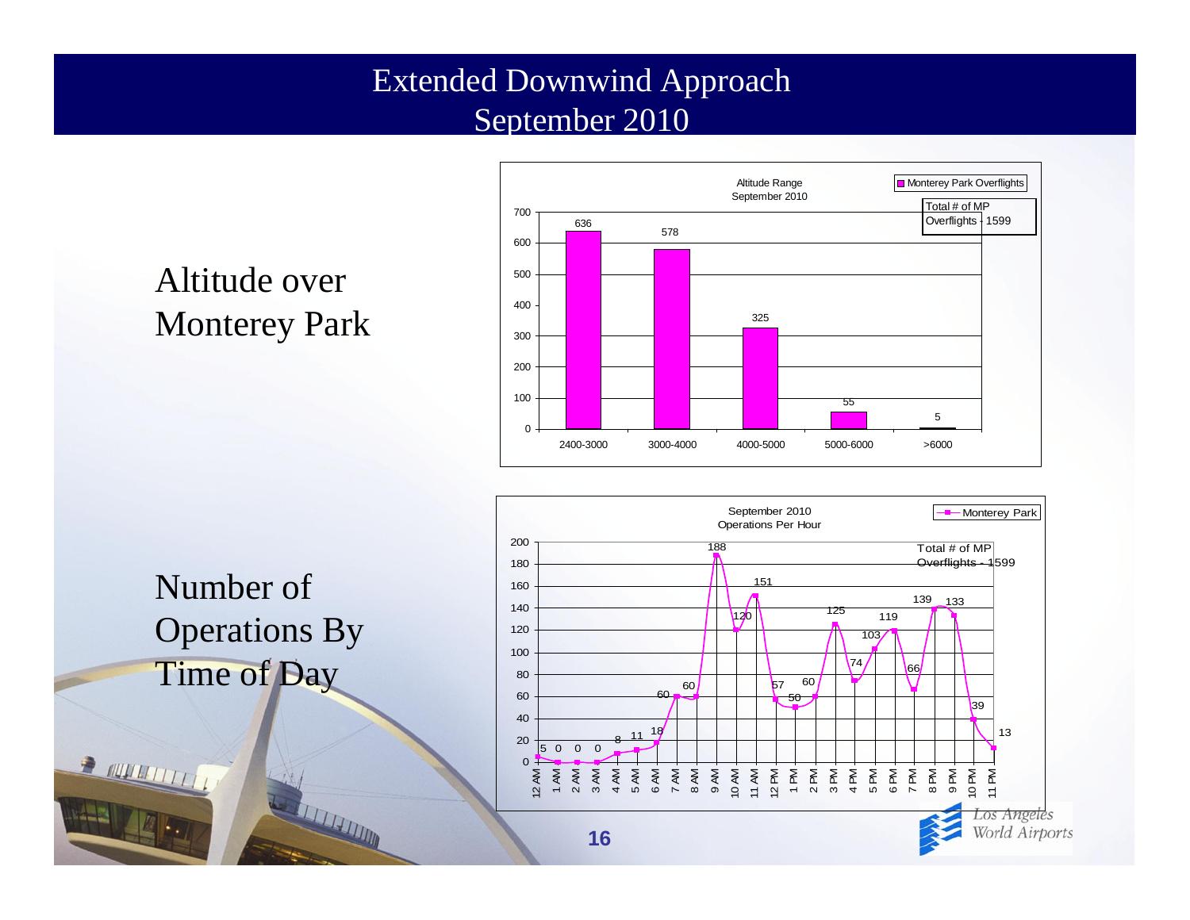# Extended Downwind Approach
## September 2010

## Altitude over Monterey Park

**Altitude Range September 2010**

Monterey Park Overflights

Total # of MP Overflights - 1599

| Altitude Range | Monterey Park Overflights |
| --- | --- |
| 2400-3000 | 636 |
| 3000-4000 | 578 |
| 4000-5000 | 325 |
| 5000-6000 | 55 |
| >6000 | 5 |

## Number of Operations By Time of Day

**September 2010 Operations Per Hour**

Monterey Park

Total # of MP Overflights - 1599

| Hour | Monterey Park |
| --- | --- |
| 12 AM | 5 |
| 1 AM | 0 |
| 2 AM | 0 |
| 3 AM | 0 |
| 4 AM | 8 |
| 5 AM | 11 |
| 6 AM | 18 |
| 7 AM | 60 |
| 8 AM | 60 |
| 9 AM | 188 |
| 10 AM | 120 |
| 11 AM | 151 |
| 12 PM | 57 |
| 1 PM | 50 |
| 2 PM | 60 |
| 3 PM | 125 |
| 4 PM | 74 |
| 5 PM | 103 |
| 6 PM | 119 |
| 7 PM | 66 |
| 8 PM | 139 |
| 9 PM | 133 |
| 10 PM | 39 |
| 11 PM | 13 |

*Los Angeles World Airports*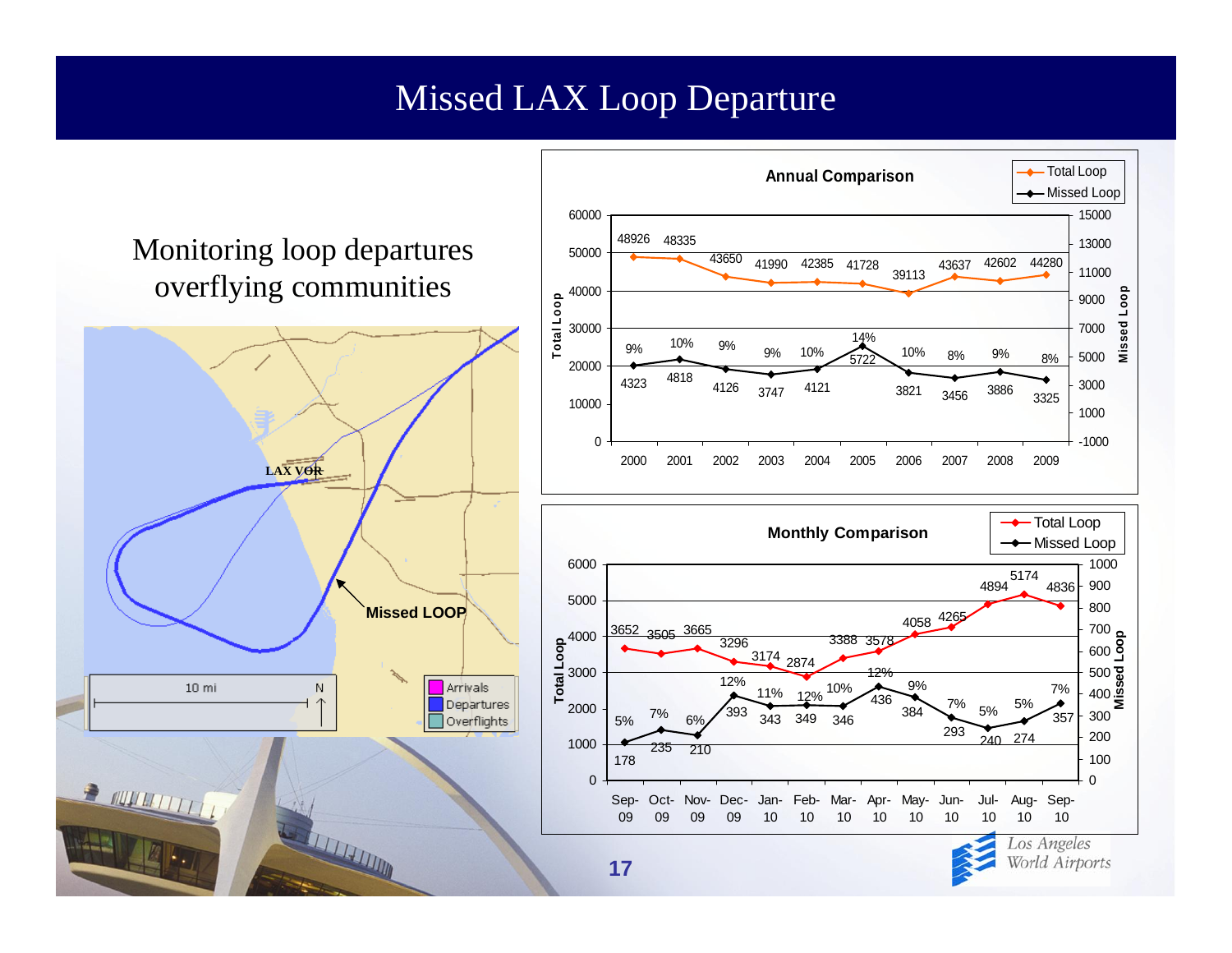# Missed LAX Loop Departure

Monitoring loop departures overflying communities

LAX VOR

Missed LOOP

10 mi N

Arrivals
Departures
Overflights

**Annual Comparison**

| Year | Total Loop | Missed Loop | % |
|---|---|---|---|
| 2000 | 48926 | 4323 | 9% |
| 2001 | 48335 | 4818 | 10% |
| 2002 | 43650 | 4126 | 9% |
| 2003 | 41990 | 3747 | 9% |
| 2004 | 42385 | 4121 | 10% |
| 2005 | 41728 | 5722 | 14% |
| 2006 | 39113 | 3821 | 10% |
| 2007 | 43637 | 3456 | 8% |
| 2008 | 42602 | 3886 | 9% |
| 2009 | 44280 | 3325 | 8% |

**Monthly Comparison**

| Month | Total Loop | Missed Loop | % |
|---|---|---|---|
| Sep-09 | 3652 | 178 | 5% |
| Oct-09 | 3505 | 235 | 7% |
| Nov-09 | 3665 | 210 | 6% |
| Dec-09 | 3296 | 393 | 12% |
| Jan-10 | 3174 | 343 | 11% |
| Feb-10 | 2874 | 349 | 12% |
| Mar-10 | 3388 | 346 | 10% |
| Apr-10 | 3578 | 436 | 12% |
| May-10 | 4058 | 384 | 9% |
| Jun-10 | 4265 | 293 | 7% |
| Jul-10 | 4894 | 240 | 5% |
| Aug-10 | 5174 | 274 | 5% |
| Sep-10 | 4836 | 357 | 7% |

Los Angeles World Airports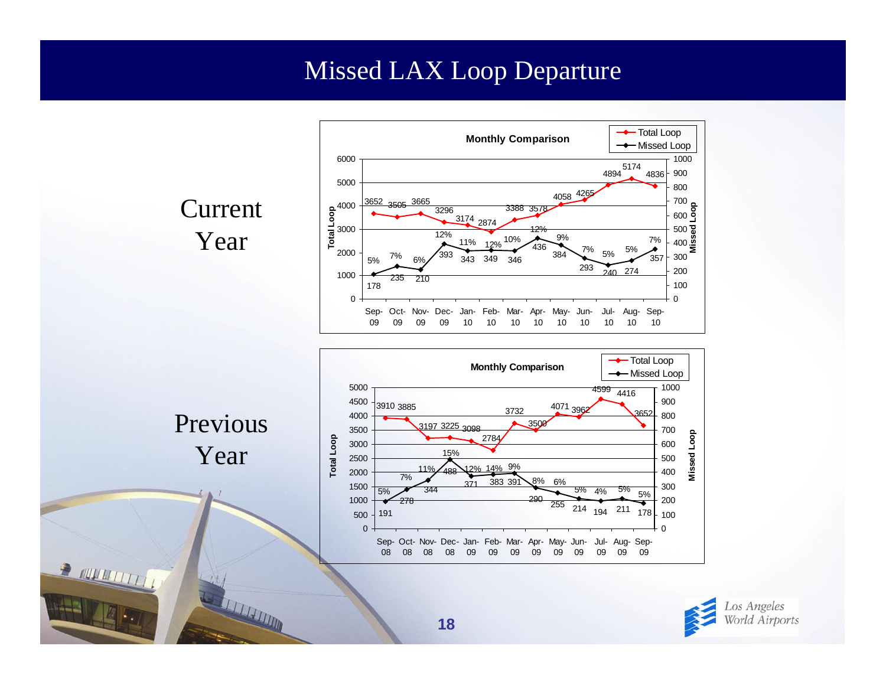# Missed LAX Loop Departure

## Current Year

**Monthly Comparison**

| Month | Total Loop | Missed Loop | % Missed |
|---|---|---|---|
| Sep-09 | 3652 | 178 | 5% |
| Oct-09 | 3505 | 235 | 7% |
| Nov-09 | 3665 | 210 | 6% |
| Dec-09 | 3296 | 393 | 12% |
| Jan-10 | 3174 | 343 | 11% |
| Feb-10 | 2874 | 349 | 12% |
| Mar-10 | 3388 | 346 | 10% |
| Apr-10 | 3578 | 436 | 12% |
| May-10 | 4058 | 384 | 9% |
| Jun-10 | 4265 | 293 | 7% |
| Jul-10 | 4894 | 240 | 5% |
| Aug-10 | 5174 | 274 | 5% |
| Sep-10 | 4836 | 357 | 7% |

## Previous Year

**Monthly Comparison**

| Month | Total Loop | Missed Loop | % Missed |
|---|---|---|---|
| Sep-08 | 3910 | 191 | 5% |
| Oct-08 | 3885 | 278 | 7% |
| Nov-08 | 3197 | 344 | 11% |
| Dec-08 | 3225 | 488 | 15% |
| Jan-09 | 3098 | 371 | 12% |
| Feb-09 | 2784 | 383 | 14% |
| Mar-09 | 3732 | 391 | 9% |
| Apr-09 | 3500 | 290 | 8% |
| May-09 | 4071 | 255 | 6% |
| Jun-09 | 3962 | 214 | 5% |
| Jul-09 | 4599 | 194 | 4% |
| Aug-09 | 4416 | 211 | 5% |
| Sep-09 | 3652 | 178 | 5% |

Los Angeles World Airports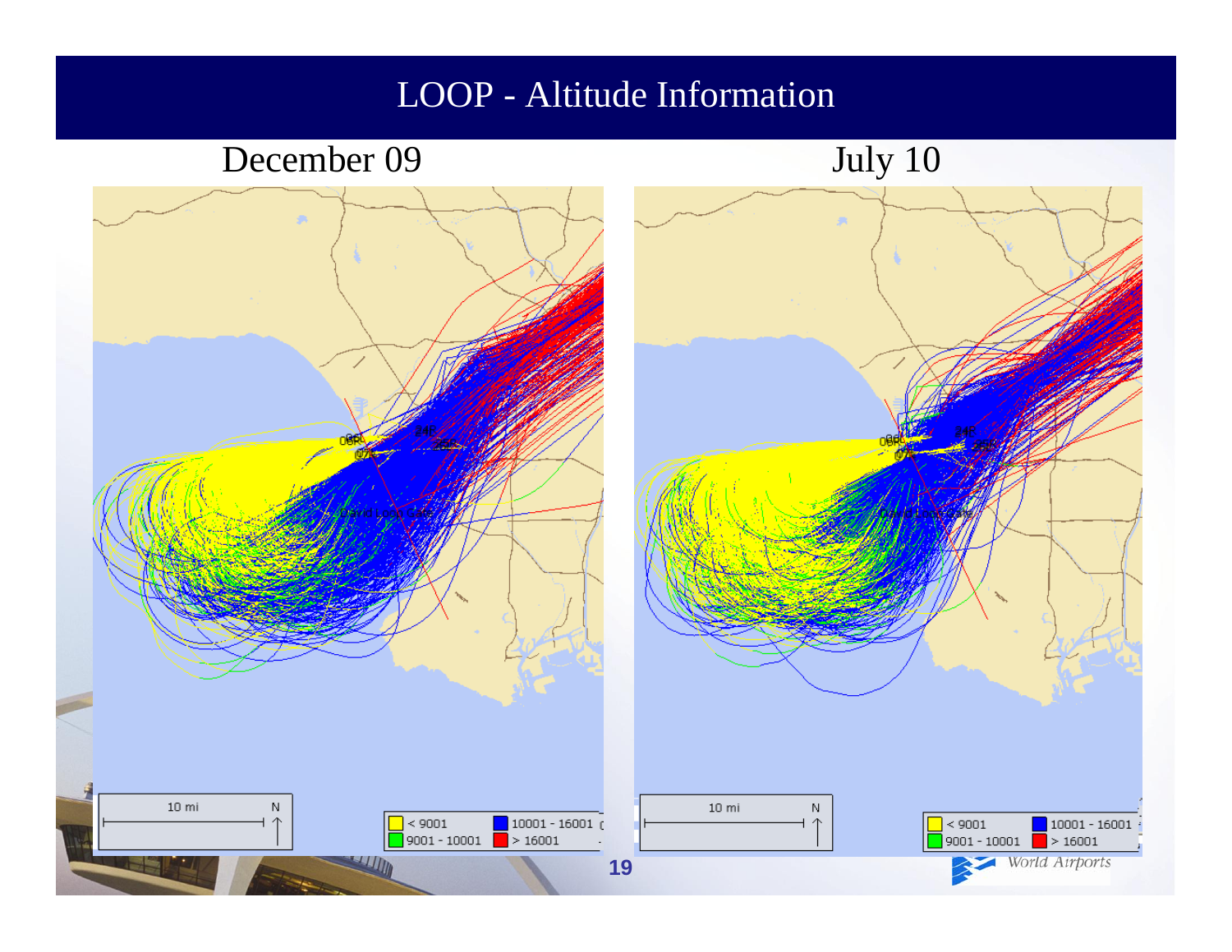# LOOP - Altitude Information

December 09

July 10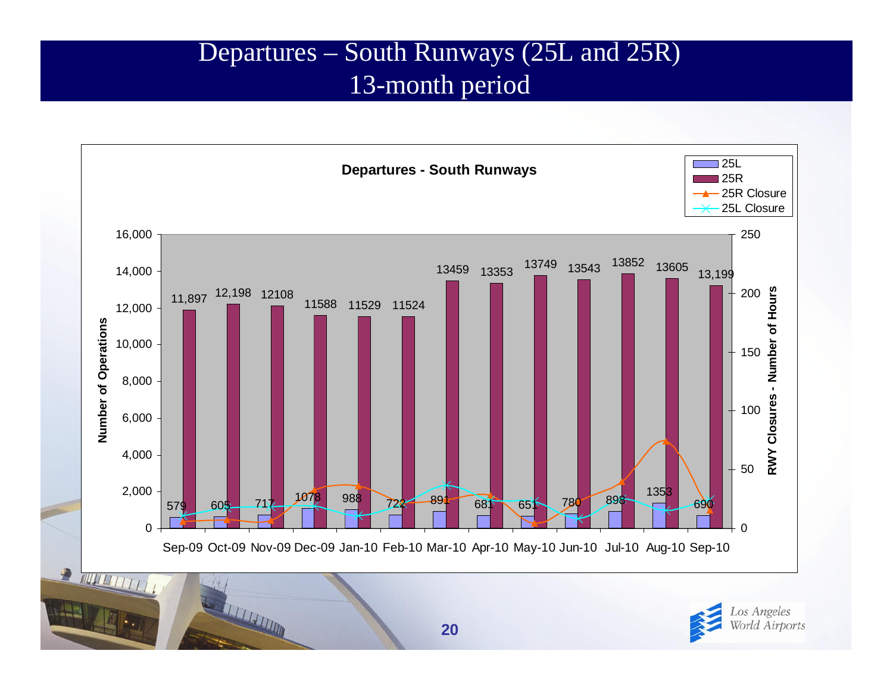# Departures – South Runways (25L and 25R)
# 13-month period

**Departures - South Runways**

25L
25R
25R Closure
25L Closure

Number of Operations

RWY Closures - Number of Hours

16,000
14,000
12,000
10,000
8,000
6,000
4,000
2,000
0

250
200
150
100
50
0

11,897 12,198 12108 11588 11529 11524 13459 13353 13749 13543 13852 13605 13,199

579 605 717 1078 988 722 891 681 651 780 898 1353 690

Sep-09 Oct-09 Nov-09 Dec-09 Jan-10 Feb-10 Mar-10 Apr-10 May-10 Jun-10 Jul-10 Aug-10 Sep-10

Los Angeles World Airports